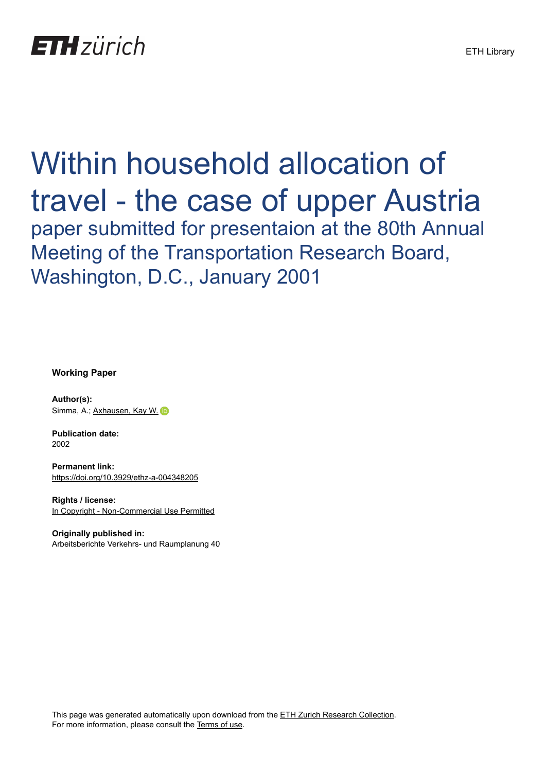ETH zürich

ETH Library

# Within household allocation of travel - the case of upper Austria

## paper submitted for presentaion at the 80th Annual Meeting of the Transportation Research Board, Washington, D.C., January 2001

**Working Paper**

**Author(s):**
Simma, A.; Axhausen, Kay W.

**Publication date:**
2002

**Permanent link:**
https://doi.org/10.3929/ethz-a-004348205

**Rights / license:**
In Copyright - Non-Commercial Use Permitted

**Originally published in:**
Arbeitsberichte Verkehrs- und Raumplanung 40

This page was generated automatically upon download from the ETH Zurich Research Collection.
For more information, please consult the Terms of use.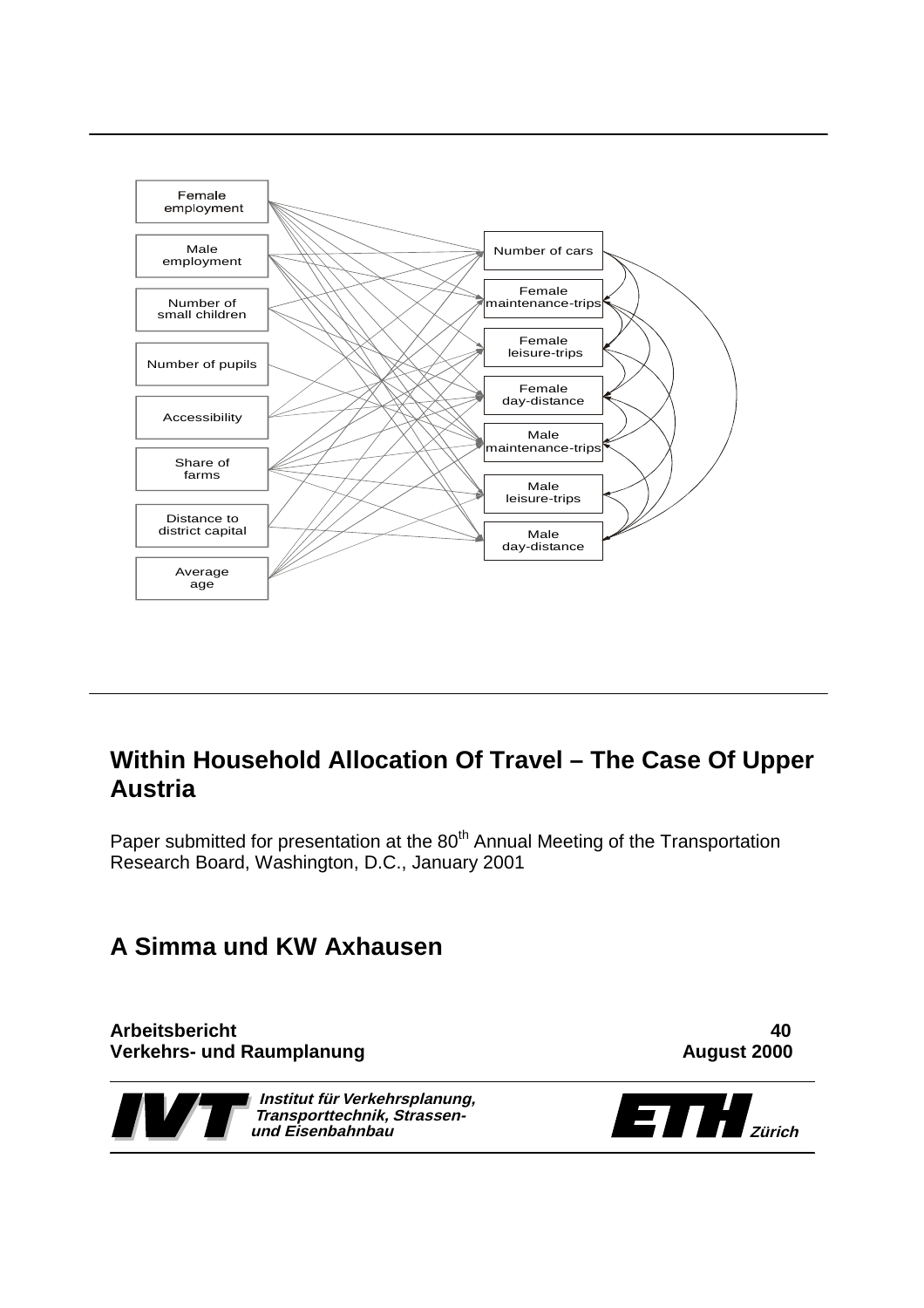Female employment

Male employment

Number of small children

Number of pupils

Accessibility

Share of farms

Distance to district capital

Average age

Number of cars

Female maintenance-trips

Female leisure-trips

Female day-distance

Male maintenance-trips

Male leisure-trips

Male day-distance

# Within Household Allocation Of Travel – The Case Of Upper Austria

Paper submitted for presentation at the 80th Annual Meeting of the Transportation Research Board, Washington, D.C., January 2001

## A Simma und KW Axhausen

**Arbeitsbericht** **40**
**Verkehrs- und Raumplanung** **August 2000**

**Institut für Verkehrsplanung, Transporttechnik, Strassen- und Eisenbahnbau**

**ETH Zürich**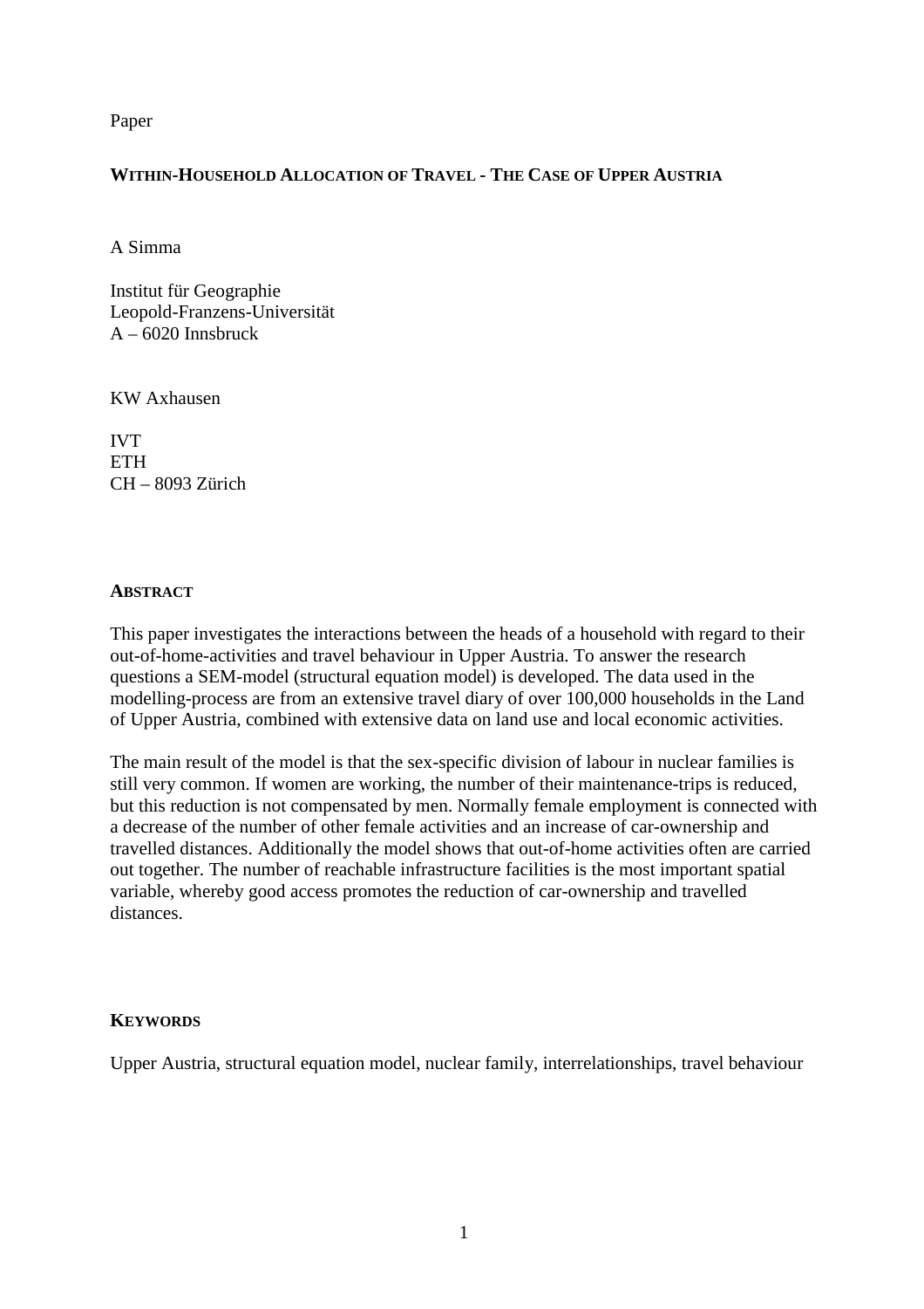Paper

**WITHIN-HOUSEHOLD ALLOCATION OF TRAVEL - THE CASE OF UPPER AUSTRIA**

A Simma

Institut für Geographie
Leopold-Franzens-Universität
A – 6020 Innsbruck

KW Axhausen

IVT
ETH
CH – 8093 Zürich

## ABSTRACT

This paper investigates the interactions between the heads of a household with regard to their out-of-home-activities and travel behaviour in Upper Austria. To answer the research questions a SEM-model (structural equation model) is developed. The data used in the modelling-process are from an extensive travel diary of over 100,000 households in the Land of Upper Austria, combined with extensive data on land use and local economic activities.

The main result of the model is that the sex-specific division of labour in nuclear families is still very common. If women are working, the number of their maintenance-trips is reduced, but this reduction is not compensated by men. Normally female employment is connected with a decrease of the number of other female activities and an increase of car-ownership and travelled distances. Additionally the model shows that out-of-home activities often are carried out together. The number of reachable infrastructure facilities is the most important spatial variable, whereby good access promotes the reduction of car-ownership and travelled distances.

## KEYWORDS

Upper Austria, structural equation model, nuclear family, interrelationships, travel behaviour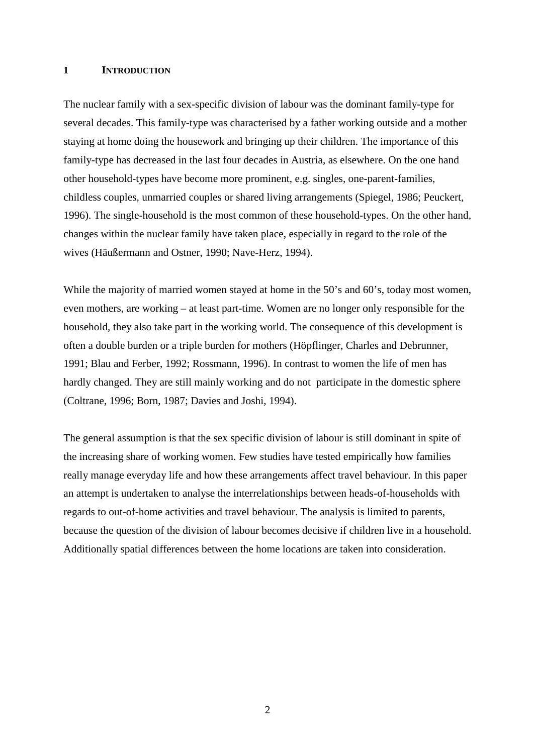# 1 INTRODUCTION

The nuclear family with a sex-specific division of labour was the dominant family-type for several decades. This family-type was characterised by a father working outside and a mother staying at home doing the housework and bringing up their children. The importance of this family-type has decreased in the last four decades in Austria, as elsewhere. On the one hand other household-types have become more prominent, e.g. singles, one-parent-families, childless couples, unmarried couples or shared living arrangements (Spiegel, 1986; Peuckert, 1996). The single-household is the most common of these household-types. On the other hand, changes within the nuclear family have taken place, especially in regard to the role of the wives (Häußermann and Ostner, 1990; Nave-Herz, 1994).

While the majority of married women stayed at home in the 50's and 60's, today most women, even mothers, are working – at least part-time. Women are no longer only responsible for the household, they also take part in the working world. The consequence of this development is often a double burden or a triple burden for mothers (Höpflinger, Charles and Debrunner, 1991; Blau and Ferber, 1992; Rossmann, 1996). In contrast to women the life of men has hardly changed. They are still mainly working and do not participate in the domestic sphere (Coltrane, 1996; Born, 1987; Davies and Joshi, 1994).

The general assumption is that the sex specific division of labour is still dominant in spite of the increasing share of working women. Few studies have tested empirically how families really manage everyday life and how these arrangements affect travel behaviour. In this paper an attempt is undertaken to analyse the interrelationships between heads-of-households with regards to out-of-home activities and travel behaviour. The analysis is limited to parents, because the question of the division of labour becomes decisive if children live in a household. Additionally spatial differences between the home locations are taken into consideration.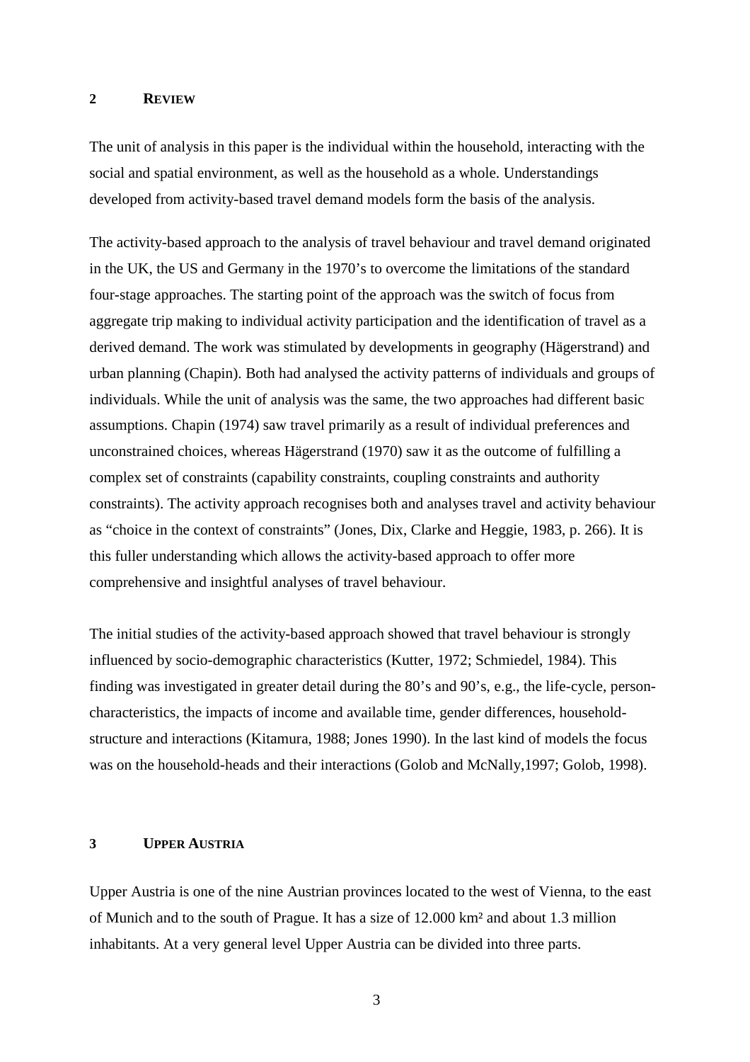## 2 REVIEW

The unit of analysis in this paper is the individual within the household, interacting with the social and spatial environment, as well as the household as a whole. Understandings developed from activity-based travel demand models form the basis of the analysis.

The activity-based approach to the analysis of travel behaviour and travel demand originated in the UK, the US and Germany in the 1970's to overcome the limitations of the standard four-stage approaches. The starting point of the approach was the switch of focus from aggregate trip making to individual activity participation and the identification of travel as a derived demand. The work was stimulated by developments in geography (Hägerstrand) and urban planning (Chapin). Both had analysed the activity patterns of individuals and groups of individuals. While the unit of analysis was the same, the two approaches had different basic assumptions. Chapin (1974) saw travel primarily as a result of individual preferences and unconstrained choices, whereas Hägerstrand (1970) saw it as the outcome of fulfilling a complex set of constraints (capability constraints, coupling constraints and authority constraints). The activity approach recognises both and analyses travel and activity behaviour as "choice in the context of constraints" (Jones, Dix, Clarke and Heggie, 1983, p. 266). It is this fuller understanding which allows the activity-based approach to offer more comprehensive and insightful analyses of travel behaviour.

The initial studies of the activity-based approach showed that travel behaviour is strongly influenced by socio-demographic characteristics (Kutter, 1972; Schmiedel, 1984). This finding was investigated in greater detail during the 80's and 90's, e.g., the life-cycle, person-characteristics, the impacts of income and available time, gender differences, household-structure and interactions (Kitamura, 1988; Jones 1990). In the last kind of models the focus was on the household-heads and their interactions (Golob and McNally,1997; Golob, 1998).

## 3 UPPER AUSTRIA

Upper Austria is one of the nine Austrian provinces located to the west of Vienna, to the east of Munich and to the south of Prague. It has a size of 12.000 km² and about 1.3 million inhabitants. At a very general level Upper Austria can be divided into three parts.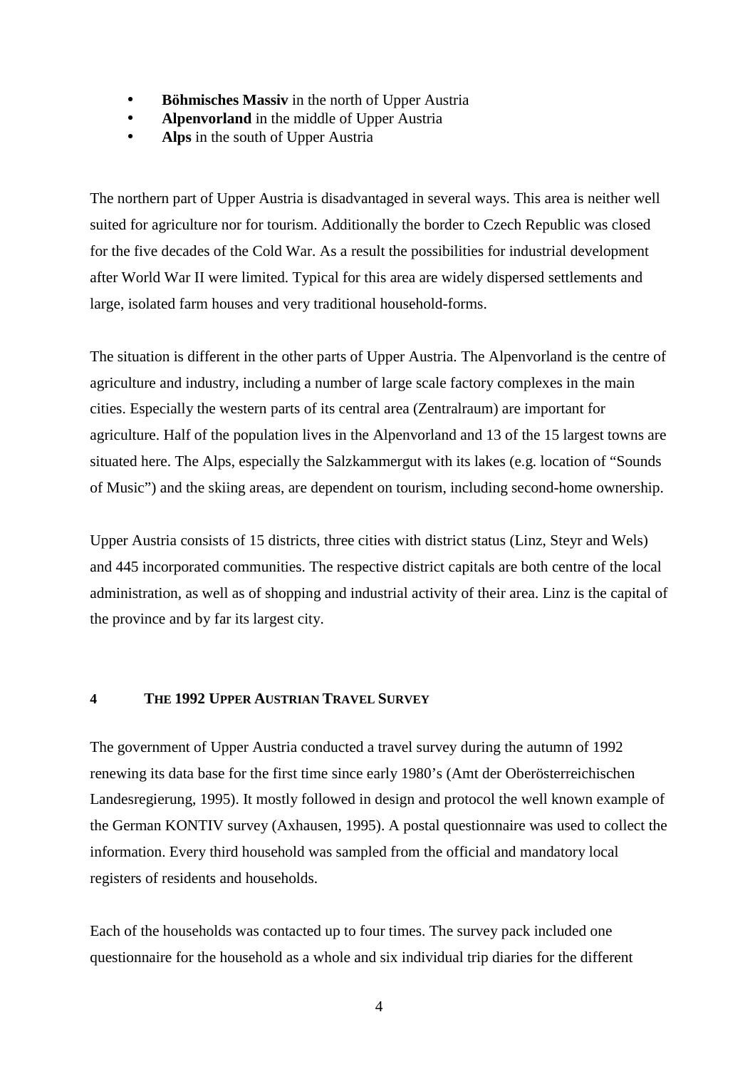- **Böhmisches Massiv** in the north of Upper Austria
- **Alpenvorland** in the middle of Upper Austria
- **Alps** in the south of Upper Austria

The northern part of Upper Austria is disadvantaged in several ways. This area is neither well suited for agriculture nor for tourism. Additionally the border to Czech Republic was closed for the five decades of the Cold War. As a result the possibilities for industrial development after World War II were limited. Typical for this area are widely dispersed settlements and large, isolated farm houses and very traditional household-forms.

The situation is different in the other parts of Upper Austria. The Alpenvorland is the centre of agriculture and industry, including a number of large scale factory complexes in the main cities. Especially the western parts of its central area (Zentralraum) are important for agriculture. Half of the population lives in the Alpenvorland and 13 of the 15 largest towns are situated here. The Alps, especially the Salzkammergut with its lakes (e.g. location of "Sounds of Music") and the skiing areas, are dependent on tourism, including second-home ownership.

Upper Austria consists of 15 districts, three cities with district status (Linz, Steyr and Wels) and 445 incorporated communities. The respective district capitals are both centre of the local administration, as well as of shopping and industrial activity of their area. Linz is the capital of the province and by far its largest city.

## 4 THE 1992 UPPER AUSTRIAN TRAVEL SURVEY

The government of Upper Austria conducted a travel survey during the autumn of 1992 renewing its data base for the first time since early 1980's (Amt der Oberösterreichischen Landesregierung, 1995). It mostly followed in design and protocol the well known example of the German KONTIV survey (Axhausen, 1995). A postal questionnaire was used to collect the information. Every third household was sampled from the official and mandatory local registers of residents and households.

Each of the households was contacted up to four times. The survey pack included one questionnaire for the household as a whole and six individual trip diaries for the different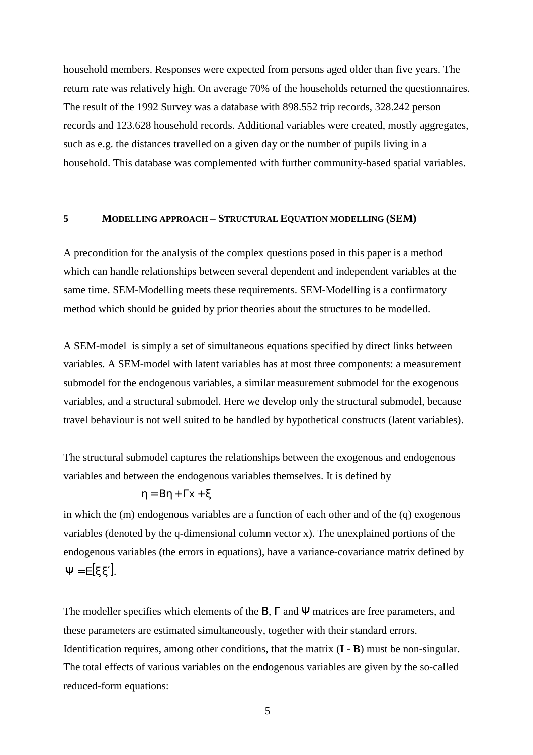household members. Responses were expected from persons aged older than five years. The return rate was relatively high. On average 70% of the households returned the questionnaires. The result of the 1992 Survey was a database with 898.552 trip records, 328.242 person records and 123.628 household records. Additional variables were created, mostly aggregates, such as e.g. the distances travelled on a given day or the number of pupils living in a household. This database was complemented with further community-based spatial variables.

## 5 MODELLING APPROACH – STRUCTURAL EQUATION MODELLING (SEM)

A precondition for the analysis of the complex questions posed in this paper is a method which can handle relationships between several dependent and independent variables at the same time. SEM-Modelling meets these requirements. SEM-Modelling is a confirmatory method which should be guided by prior theories about the structures to be modelled.

A SEM-model is simply a set of simultaneous equations specified by direct links between variables. A SEM-model with latent variables has at most three components: a measurement submodel for the endogenous variables, a similar measurement submodel for the exogenous variables, and a structural submodel. Here we develop only the structural submodel, because travel behaviour is not well suited to be handled by hypothetical constructs (latent variables).

The structural submodel captures the relationships between the exogenous and endogenous variables and between the endogenous variables themselves. It is defined by

$$\eta = B\eta + \Gamma x + \xi$$

in which the (m) endogenous variables are a function of each other and of the (q) exogenous variables (denoted by the q-dimensional column vector x). The unexplained portions of the endogenous variables (the errors in equations), have a variance-covariance matrix defined by $\Psi = E[\xi\xi']$.

The modeller specifies which elements of the $B$, $\Gamma$ and $\Psi$ matrices are free parameters, and these parameters are estimated simultaneously, together with their standard errors. Identification requires, among other conditions, that the matrix (**I** - **B**) must be non-singular. The total effects of various variables on the endogenous variables are given by the so-called reduced-form equations: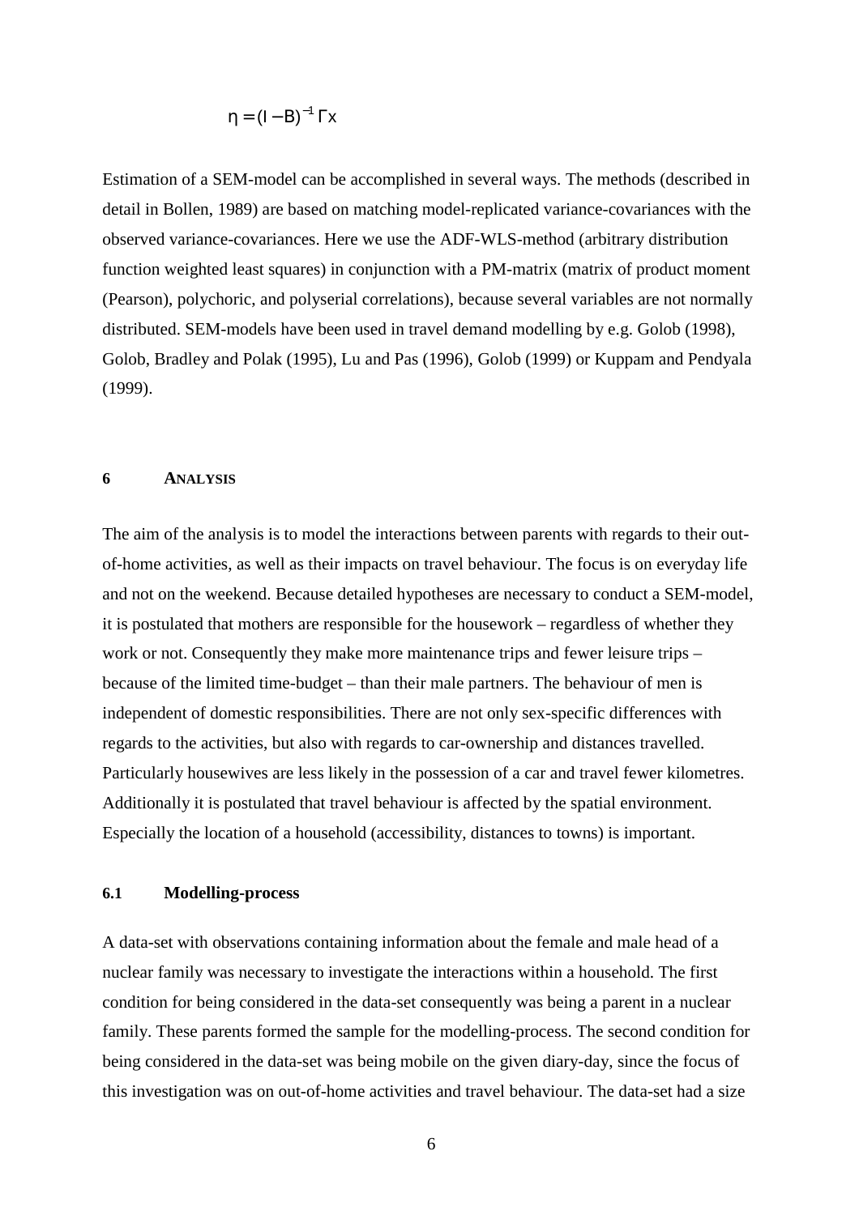$$\eta = (I - B)^{-1} \Gamma x$$

Estimation of a SEM-model can be accomplished in several ways. The methods (described in detail in Bollen, 1989) are based on matching model-replicated variance-covariances with the observed variance-covariances. Here we use the ADF-WLS-method (arbitrary distribution function weighted least squares) in conjunction with a PM-matrix (matrix of product moment (Pearson), polychoric, and polyserial correlations), because several variables are not normally distributed. SEM-models have been used in travel demand modelling by e.g. Golob (1998), Golob, Bradley and Polak (1995), Lu and Pas (1996), Golob (1999) or Kuppam and Pendyala (1999).

## 6 ANALYSIS

The aim of the analysis is to model the interactions between parents with regards to their out-of-home activities, as well as their impacts on travel behaviour. The focus is on everyday life and not on the weekend. Because detailed hypotheses are necessary to conduct a SEM-model, it is postulated that mothers are responsible for the housework – regardless of whether they work or not. Consequently they make more maintenance trips and fewer leisure trips – because of the limited time-budget – than their male partners. The behaviour of men is independent of domestic responsibilities. There are not only sex-specific differences with regards to the activities, but also with regards to car-ownership and distances travelled. Particularly housewives are less likely in the possession of a car and travel fewer kilometres. Additionally it is postulated that travel behaviour is affected by the spatial environment. Especially the location of a household (accessibility, distances to towns) is important.

### 6.1 Modelling-process

A data-set with observations containing information about the female and male head of a nuclear family was necessary to investigate the interactions within a household. The first condition for being considered in the data-set consequently was being a parent in a nuclear family. These parents formed the sample for the modelling-process. The second condition for being considered in the data-set was being mobile on the given diary-day, since the focus of this investigation was on out-of-home activities and travel behaviour. The data-set had a size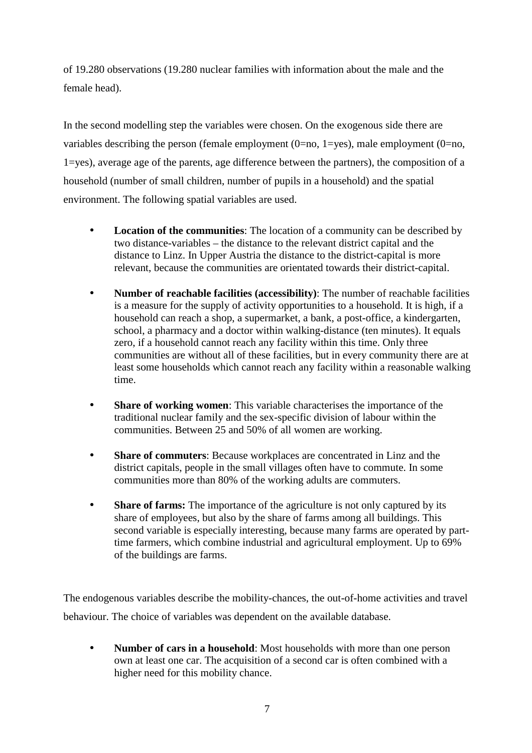of 19.280 observations (19.280 nuclear families with information about the male and the female head).

In the second modelling step the variables were chosen. On the exogenous side there are variables describing the person (female employment (0=no, 1=yes), male employment (0=no, 1=yes), average age of the parents, age difference between the partners), the composition of a household (number of small children, number of pupils in a household) and the spatial environment. The following spatial variables are used.

- **Location of the communities**: The location of a community can be described by two distance-variables – the distance to the relevant district capital and the distance to Linz. In Upper Austria the distance to the district-capital is more relevant, because the communities are orientated towards their district-capital.

- **Number of reachable facilities (accessibility)**: The number of reachable facilities is a measure for the supply of activity opportunities to a household. It is high, if a household can reach a shop, a supermarket, a bank, a post-office, a kindergarten, school, a pharmacy and a doctor within walking-distance (ten minutes). It equals zero, if a household cannot reach any facility within this time. Only three communities are without all of these facilities, but in every community there are at least some households which cannot reach any facility within a reasonable walking time.

- **Share of working women**: This variable characterises the importance of the traditional nuclear family and the sex-specific division of labour within the communities. Between 25 and 50% of all women are working.

- **Share of commuters**: Because workplaces are concentrated in Linz and the district capitals, people in the small villages often have to commute. In some communities more than 80% of the working adults are commuters.

- **Share of farms:** The importance of the agriculture is not only captured by its share of employees, but also by the share of farms among all buildings. This second variable is especially interesting, because many farms are operated by part-time farmers, which combine industrial and agricultural employment. Up to 69% of the buildings are farms.

The endogenous variables describe the mobility-chances, the out-of-home activities and travel behaviour. The choice of variables was dependent on the available database.

- **Number of cars in a household**: Most households with more than one person own at least one car. The acquisition of a second car is often combined with a higher need for this mobility chance.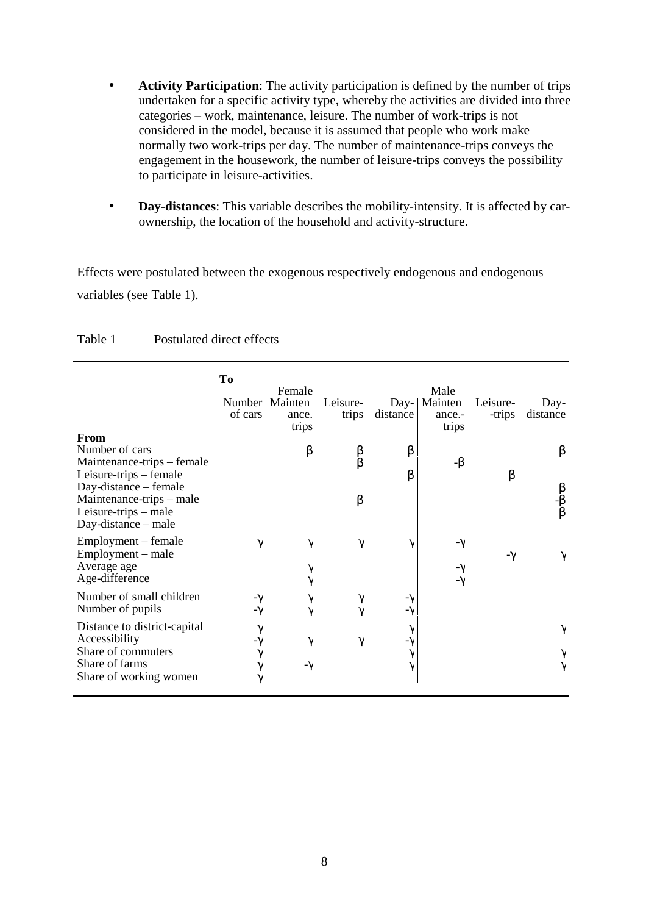- **Activity Participation**: The activity participation is defined by the number of trips undertaken for a specific activity type, whereby the activities are divided into three categories – work, maintenance, leisure. The number of work-trips is not considered in the model, because it is assumed that people who work make normally two work-trips per day. The number of maintenance-trips conveys the engagement in the housework, the number of leisure-trips conveys the possibility to participate in leisure-activities.

- **Day-distances**: This variable describes the mobility-intensity. It is affected by car-ownership, the location of the household and activity-structure.

Effects were postulated between the exogenous respectively endogenous and endogenous variables (see Table 1).

Table 1 Postulated direct effects

| From \ To | Number of cars | Female Maintenance trips | Female Leisure-trips | Female Day-distance | Male Maintenance-trips | Male Leisure-trips | Male Day-distance |
|---|---|---|---|---|---|---|---|
| Number of cars | | β | β | β | | | β |
| Maintenance-trips – female | | | β | | -β | | |
| Leisure-trips – female | | | | β | | β | |
| Day-distance – female | | | | | | | β |
| Maintenance-trips – male | | | β | | | | -β |
| Leisure-trips – male | | | | | | | β |
| Day-distance – male | | | | | | | |
| Employment – female | γ | γ | γ | γ | -γ | | |
| Employment – male | | | | | | -γ | γ |
| Average age | | γ | | | -γ | | |
| Age-difference | | γ | | | -γ | | |
| Number of small children | -γ | γ | γ | -γ | | | |
| Number of pupils | -γ | γ | γ | -γ | | | |
| Distance to district-capital | γ | | | γ | | | γ |
| Accessibility | -γ | γ | γ | -γ | | | |
| Share of commuters | γ | | | γ | | | γ |
| Share of farms | γ | -γ | | γ | | | γ |
| Share of working women | γ | | | | | | |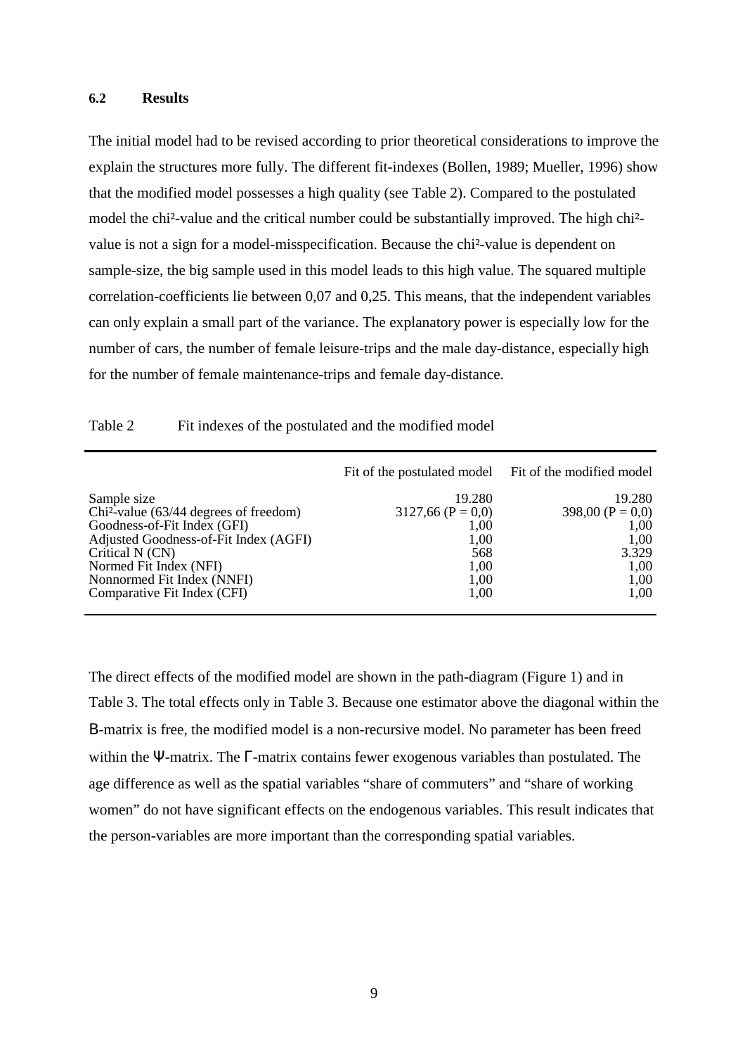### 6.2 Results

The initial model had to be revised according to prior theoretical considerations to improve the explain the structures more fully. The different fit-indexes (Bollen, 1989; Mueller, 1996) show that the modified model possesses a high quality (see Table 2). Compared to the postulated model the chi²-value and the critical number could be substantially improved. The high chi²-value is not a sign for a model-misspecification. Because the chi²-value is dependent on sample-size, the big sample used in this model leads to this high value. The squared multiple correlation-coefficients lie between 0,07 and 0,25. This means, that the independent variables can only explain a small part of the variance. The explanatory power is especially low for the number of cars, the number of female leisure-trips and the male day-distance, especially high for the number of female maintenance-trips and female day-distance.

Table 2 Fit indexes of the postulated and the modified model

| | Fit of the postulated model | Fit of the modified model |
|---|---|---|
| Sample size | 19.280 | 19.280 |
| Chi²-value (63/44 degrees of freedom) | 3127,66 (P = 0,0) | 398,00 (P = 0,0) |
| Goodness-of-Fit Index (GFI) | 1,00 | 1,00 |
| Adjusted Goodness-of-Fit Index (AGFI) | 1,00 | 1,00 |
| Critical N (CN) | 568 | 3.329 |
| Normed Fit Index (NFI) | 1,00 | 1,00 |
| Nonnormed Fit Index (NNFI) | 1,00 | 1,00 |
| Comparative Fit Index (CFI) | 1,00 | 1,00 |

The direct effects of the modified model are shown in the path-diagram (Figure 1) and in Table 3. The total effects only in Table 3. Because one estimator above the diagonal within the Β-matrix is free, the modified model is a non-recursive model. No parameter has been freed within the Ψ-matrix. The Γ-matrix contains fewer exogenous variables than postulated. The age difference as well as the spatial variables "share of commuters" and "share of working women" do not have significant effects on the endogenous variables. This result indicates that the person-variables are more important than the corresponding spatial variables.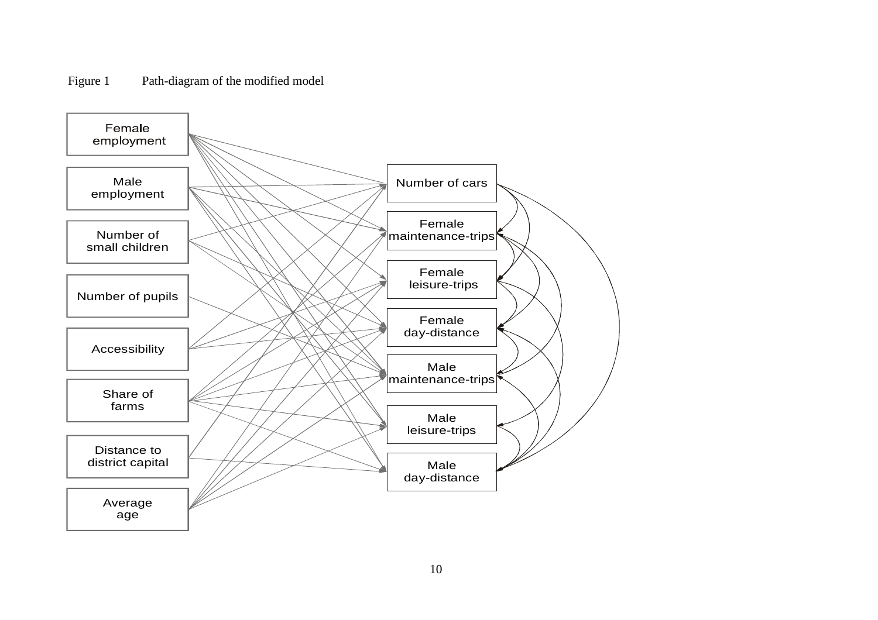Figure 1 Path-diagram of the modified model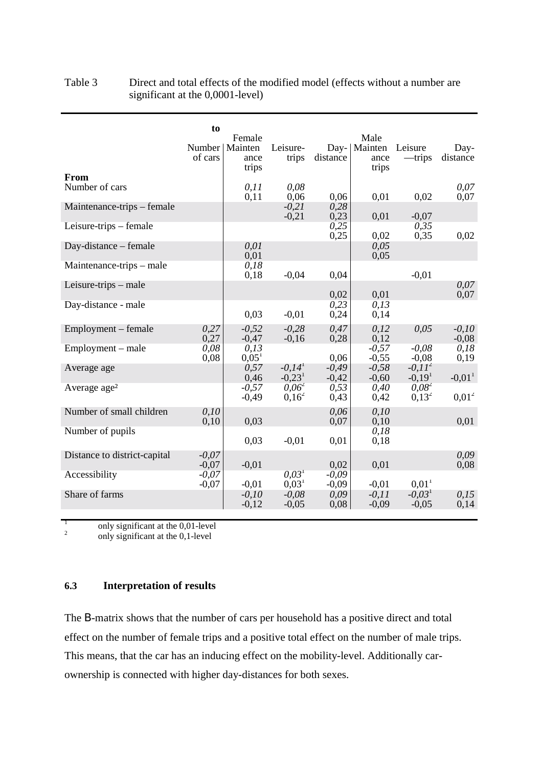Table 3 Direct and total effects of the modified model (effects without a number are significant at the 0,0001-level)

| **From** \ **to** | Number of cars | Female Maintenance trips | Female Leisure-trips | Female Day-distance | Male Maintenance trips | Male Leisure—trips | Male Day-distance |
|---|---|---|---|---|---|---|---|
| Number of cars | | *0,11* | *0,08* | | | | *0,07* |
| | | 0,11 | 0,06 | 0,06 | 0,01 | 0,02 | 0,07 |
| Maintenance-trips – female | | | *-0,21* | *0,28* | | | |
| | | | -0,21 | 0,23 | 0,01 | -0,07 | |
| Leisure-trips – female | | | | *0,25* | | *0,35* | |
| | | | | 0,25 | 0,02 | 0,35 | 0,02 |
| Day-distance – female | | *0,01* | | | *0,05* | | |
| | | 0,01 | | | 0,05 | | |
| Maintenance-trips – male | | *0,18* | | | | | |
| | | 0,18 | -0,04 | 0,04 | | -0,01 | |
| Leisure-trips – male | | | | | | | *0,07* |
| | | | | 0,02 | 0,01 | | 0,07 |
| Day-distance - male | | | | *0,23* | *0,13* | | |
| | | 0,03 | -0,01 | 0,24 | 0,14 | | |
| Employment – female | *0,27* | *-0,52* | *-0,28* | *0,47* | *0,12* | *0,05* | *-0,10* |
| | 0,27 | -0,47 | -0,16 | 0,28 | 0,12 | | -0,08 |
| Employment – male | *0,08* | *0,13* | | | *-0,57* | *-0,08* | *0,18* |
| | 0,08 | 0,05[1] | | 0,06 | -0,55 | -0,08 | 0,19 |
| Average age | | *0,57* | *-0,14*[1] | *-0,49* | *-0,58* | *-0,11*[2] | |
| | | 0,46 | -0,23[1] | -0,42 | -0,60 | -0,19[1] | -0,01[1] |
| Average age² | | *-0,57* | *0,06*[2] | *0,53* | *0,40* | *0,08*[2] | |
| | | -0,49 | 0,16[2] | 0,43 | 0,42 | 0,13[2] | 0,01[2] |
| Number of small children | *0,10* | | | *0,06* | *0,10* | | |
| | 0,10 | 0,03 | | 0,07 | 0,10 | | 0,01 |
| Number of pupils | | | | | *0,18* | | |
| | | 0,03 | -0,01 | 0,01 | 0,18 | | |
| Distance to district-capital | *-0,07* | | | | | | *0,09* |
| | -0,07 | -0,01 | | 0,02 | 0,01 | | 0,08 |
| Accessibility | *-0,07* | | *0,03*[1] | *-0,09* | | | |
| | -0,07 | -0,01 | 0,03[1] | -0,09 | -0,01 | 0,01[1] | |
| Share of farms | | *-0,10* | *-0,08* | *0,09* | *-0,11* | *-0,03*[1] | *0,15* |
| | | -0,12 | -0,05 | 0,08 | -0,09 | -0,05 | 0,14 |

[1] only significant at the 0,01-level
[2] only significant at the 0,1-level

### 6.3 Interpretation of results

The B-matrix shows that the number of cars per household has a positive direct and total effect on the number of female trips and a positive total effect on the number of male trips. This means, that the car has an inducing effect on the mobility-level. Additionally car-ownership is connected with higher day-distances for both sexes.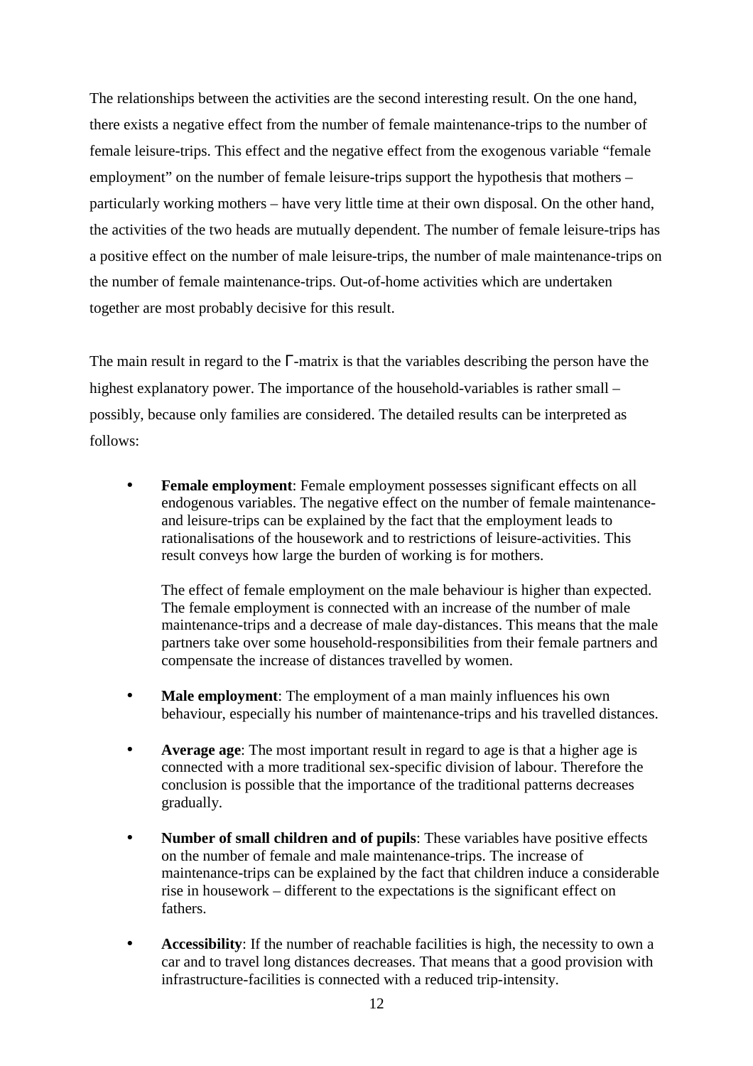The relationships between the activities are the second interesting result. On the one hand, there exists a negative effect from the number of female maintenance-trips to the number of female leisure-trips. This effect and the negative effect from the exogenous variable "female employment" on the number of female leisure-trips support the hypothesis that mothers – particularly working mothers – have very little time at their own disposal. On the other hand, the activities of the two heads are mutually dependent. The number of female leisure-trips has a positive effect on the number of male leisure-trips, the number of male maintenance-trips on the number of female maintenance-trips. Out-of-home activities which are undertaken together are most probably decisive for this result.

The main result in regard to the $\Gamma$-matrix is that the variables describing the person have the highest explanatory power. The importance of the household-variables is rather small – possibly, because only families are considered. The detailed results can be interpreted as follows:

- **Female employment**: Female employment possesses significant effects on all endogenous variables. The negative effect on the number of female maintenance- and leisure-trips can be explained by the fact that the employment leads to rationalisations of the housework and to restrictions of leisure-activities. This result conveys how large the burden of working is for mothers.

  The effect of female employment on the male behaviour is higher than expected. The female employment is connected with an increase of the number of male maintenance-trips and a decrease of male day-distances. This means that the male partners take over some household-responsibilities from their female partners and compensate the increase of distances travelled by women.

- **Male employment**: The employment of a man mainly influences his own behaviour, especially his number of maintenance-trips and his travelled distances.

- **Average age**: The most important result in regard to age is that a higher age is connected with a more traditional sex-specific division of labour. Therefore the conclusion is possible that the importance of the traditional patterns decreases gradually.

- **Number of small children and of pupils**: These variables have positive effects on the number of female and male maintenance-trips. The increase of maintenance-trips can be explained by the fact that children induce a considerable rise in housework – different to the expectations is the significant effect on fathers.

- **Accessibility**: If the number of reachable facilities is high, the necessity to own a car and to travel long distances decreases. That means that a good provision with infrastructure-facilities is connected with a reduced trip-intensity.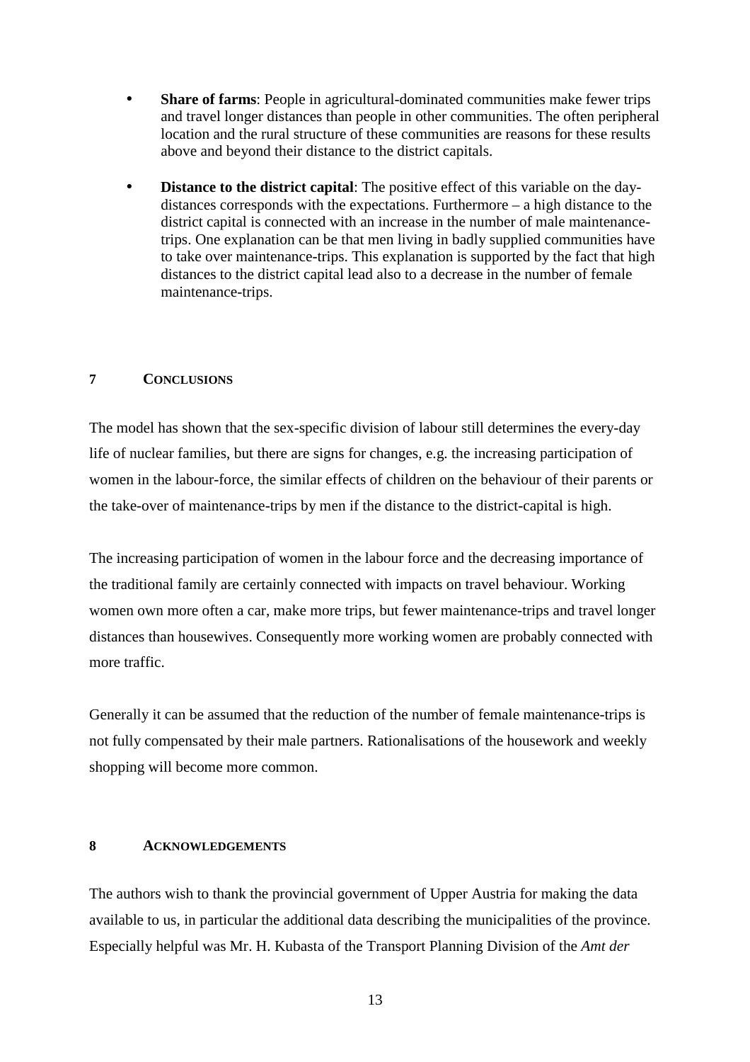- **Share of farms**: People in agricultural-dominated communities make fewer trips and travel longer distances than people in other communities. The often peripheral location and the rural structure of these communities are reasons for these results above and beyond their distance to the district capitals.

- **Distance to the district capital**: The positive effect of this variable on the day-distances corresponds with the expectations. Furthermore – a high distance to the district capital is connected with an increase in the number of male maintenance-trips. One explanation can be that men living in badly supplied communities have to take over maintenance-trips. This explanation is supported by the fact that high distances to the district capital lead also to a decrease in the number of female maintenance-trips.

## 7 CONCLUSIONS

The model has shown that the sex-specific division of labour still determines the every-day life of nuclear families, but there are signs for changes, e.g. the increasing participation of women in the labour-force, the similar effects of children on the behaviour of their parents or the take-over of maintenance-trips by men if the distance to the district-capital is high.

The increasing participation of women in the labour force and the decreasing importance of the traditional family are certainly connected with impacts on travel behaviour. Working women own more often a car, make more trips, but fewer maintenance-trips and travel longer distances than housewives. Consequently more working women are probably connected with more traffic.

Generally it can be assumed that the reduction of the number of female maintenance-trips is not fully compensated by their male partners. Rationalisations of the housework and weekly shopping will become more common.

## 8 ACKNOWLEDGEMENTS

The authors wish to thank the provincial government of Upper Austria for making the data available to us, in particular the additional data describing the municipalities of the province. Especially helpful was Mr. H. Kubasta of the Transport Planning Division of the *Amt der*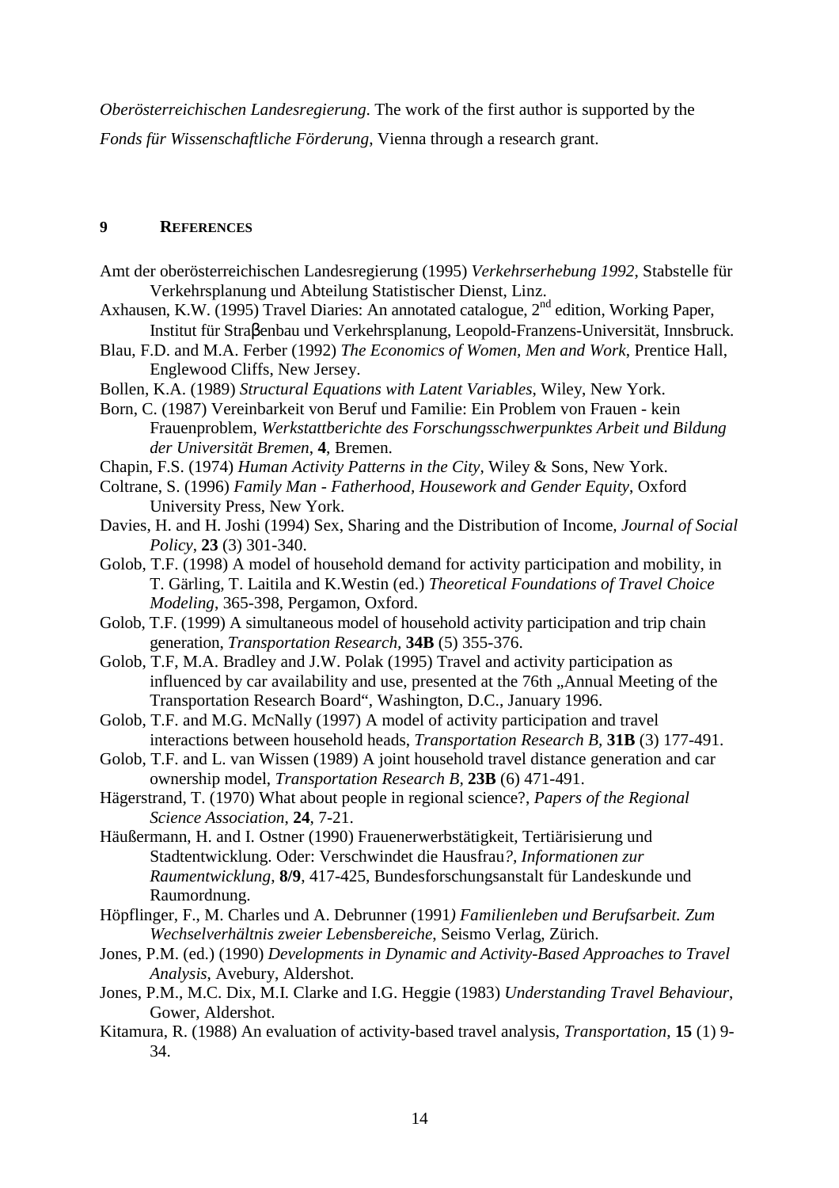*Oberösterreichischen Landesregierung*. The work of the first author is supported by the *Fonds für Wissenschaftliche Förderung*, Vienna through a research grant.

## 9 REFERENCES

Amt der oberösterreichischen Landesregierung (1995) *Verkehrserhebung 1992*, Stabstelle für Verkehrsplanung und Abteilung Statistischer Dienst, Linz.

Axhausen, K.W. (1995) Travel Diaries: An annotated catalogue, 2nd edition, Working Paper, Institut für Straβenbau und Verkehrsplanung, Leopold-Franzens-Universität, Innsbruck.

Blau, F.D. and M.A. Ferber (1992) *The Economics of Women, Men and Work*, Prentice Hall, Englewood Cliffs, New Jersey.

Bollen, K.A. (1989) *Structural Equations with Latent Variables*, Wiley, New York.

Born, C. (1987) Vereinbarkeit von Beruf und Familie: Ein Problem von Frauen - kein Frauenproblem, *Werkstattberichte des Forschungsschwerpunktes Arbeit und Bildung der Universität Bremen*, **4**, Bremen.

Chapin, F.S. (1974) *Human Activity Patterns in the City*, Wiley & Sons, New York.

Coltrane, S. (1996) *Family Man - Fatherhood, Housework and Gender Equity*, Oxford University Press, New York.

Davies, H. and H. Joshi (1994) Sex, Sharing and the Distribution of Income, *Journal of Social Policy*, **23** (3) 301-340.

Golob, T.F. (1998) A model of household demand for activity participation and mobility, in T. Gärling, T. Laitila and K.Westin (ed.) *Theoretical Foundations of Travel Choice Modeling*, 365-398, Pergamon, Oxford.

Golob, T.F. (1999) A simultaneous model of household activity participation and trip chain generation, *Transportation Research*, **34B** (5) 355-376.

Golob, T.F, M.A. Bradley and J.W. Polak (1995) Travel and activity participation as influenced by car availability and use, presented at the 76th „Annual Meeting of the Transportation Research Board“, Washington, D.C., January 1996.

Golob, T.F. and M.G. McNally (1997) A model of activity participation and travel interactions between household heads, *Transportation Research B*, **31B** (3) 177-491.

Golob, T.F. and L. van Wissen (1989) A joint household travel distance generation and car ownership model, *Transportation Research B*, **23B** (6) 471-491.

Hägerstrand, T. (1970) What about people in regional science?, *Papers of the Regional Science Association*, **24**, 7-21.

Häußermann, H. and I. Ostner (1990) Frauenerwerbstätigkeit, Tertiärisierung und Stadtentwicklung. Oder: Verschwindet die Hausfrau*?, Informationen zur Raumentwicklung*, **8/9**, 417-425, Bundesforschungsanstalt für Landeskunde und Raumordnung.

Höpflinger, F., M. Charles und A. Debrunner (1991*) Familienleben und Berufsarbeit. Zum Wechselverhältnis zweier Lebensbereiche*, Seismo Verlag, Zürich.

Jones, P.M. (ed.) (1990) *Developments in Dynamic and Activity-Based Approaches to Travel Analysis*, Avebury, Aldershot.

Jones, P.M., M.C. Dix, M.I. Clarke and I.G. Heggie (1983) *Understanding Travel Behaviour*, Gower, Aldershot.

Kitamura, R. (1988) An evaluation of activity-based travel analysis, *Transportation*, **15** (1) 9-34.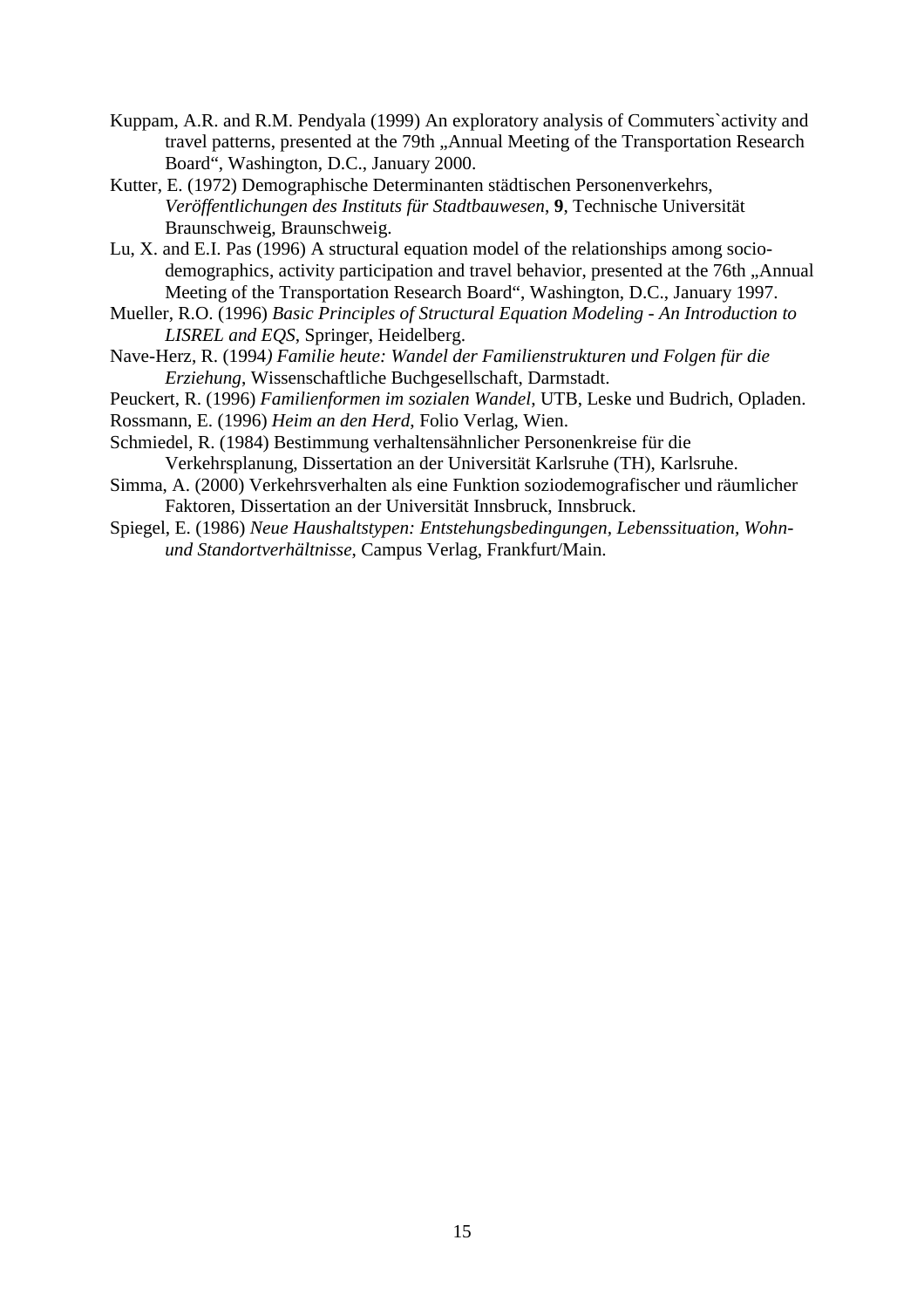Kuppam, A.R. and R.M. Pendyala (1999) An exploratory analysis of Commuters`activity and travel patterns, presented at the 79th „Annual Meeting of the Transportation Research Board“, Washington, D.C., January 2000.

Kutter, E. (1972) Demographische Determinanten städtischen Personenverkehrs, *Veröffentlichungen des Instituts für Stadtbauwesen*, **9**, Technische Universität Braunschweig, Braunschweig.

Lu, X. and E.I. Pas (1996) A structural equation model of the relationships among socio-demographics, activity participation and travel behavior, presented at the 76th „Annual Meeting of the Transportation Research Board“, Washington, D.C., January 1997.

Mueller, R.O. (1996) *Basic Principles of Structural Equation Modeling - An Introduction to LISREL and EQS*, Springer, Heidelberg.

Nave-Herz, R. (1994*) Familie heute: Wandel der Familienstrukturen und Folgen für die Erziehung*, Wissenschaftliche Buchgesellschaft, Darmstadt.

Peuckert, R. (1996) *Familienformen im sozialen Wandel*, UTB, Leske und Budrich, Opladen.

Rossmann, E. (1996) *Heim an den Herd*, Folio Verlag, Wien.

Schmiedel, R. (1984) Bestimmung verhaltensähnlicher Personenkreise für die Verkehrsplanung, Dissertation an der Universität Karlsruhe (TH), Karlsruhe.

Simma, A. (2000) Verkehrsverhalten als eine Funktion soziodemografischer und räumlicher Faktoren, Dissertation an der Universität Innsbruck, Innsbruck.

Spiegel, E. (1986) *Neue Haushaltstypen: Entstehungsbedingungen, Lebenssituation, Wohn- und Standortverhältnisse*, Campus Verlag, Frankfurt/Main.